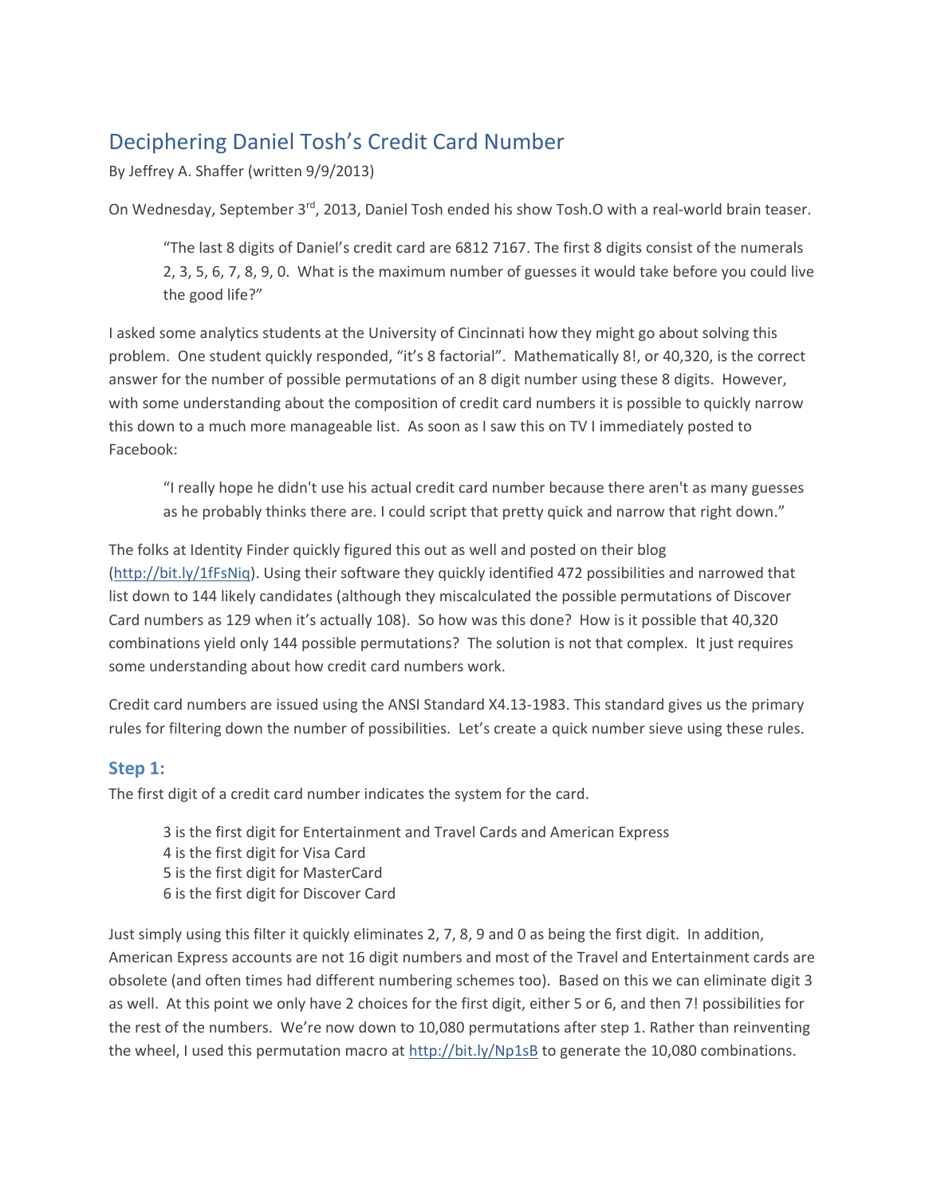# Deciphering Daniel Tosh's Credit Card Number

By Jeffrey A. Shaffer (written 9/9/2013)

On Wednesday, September 3rd, 2013, Daniel Tosh ended his show Tosh.O with a real-world brain teaser.

> "The last 8 digits of Daniel's credit card are 6812 7167. The first 8 digits consist of the numerals 2, 3, 5, 6, 7, 8, 9, 0. What is the maximum number of guesses it would take before you could live the good life?"

I asked some analytics students at the University of Cincinnati how they might go about solving this problem. One student quickly responded, "it's 8 factorial". Mathematically 8!, or 40,320, is the correct answer for the number of possible permutations of an 8 digit number using these 8 digits. However, with some understanding about the composition of credit card numbers it is possible to quickly narrow this down to a much more manageable list. As soon as I saw this on TV I immediately posted to Facebook:

> "I really hope he didn't use his actual credit card number because there aren't as many guesses as he probably thinks there are. I could script that pretty quick and narrow that right down."

The folks at Identity Finder quickly figured this out as well and posted on their blog (http://bit.ly/1fFsNiq). Using their software they quickly identified 472 possibilities and narrowed that list down to 144 likely candidates (although they miscalculated the possible permutations of Discover Card numbers as 129 when it's actually 108). So how was this done? How is it possible that 40,320 combinations yield only 144 possible permutations? The solution is not that complex. It just requires some understanding about how credit card numbers work.

Credit card numbers are issued using the ANSI Standard X4.13-1983. This standard gives us the primary rules for filtering down the number of possibilities. Let's create a quick number sieve using these rules.

### Step 1:

The first digit of a credit card number indicates the system for the card.

> 3 is the first digit for Entertainment and Travel Cards and American Express
> 4 is the first digit for Visa Card
> 5 is the first digit for MasterCard
> 6 is the first digit for Discover Card

Just simply using this filter it quickly eliminates 2, 7, 8, 9 and 0 as being the first digit. In addition, American Express accounts are not 16 digit numbers and most of the Travel and Entertainment cards are obsolete (and often times had different numbering schemes too). Based on this we can eliminate digit 3 as well. At this point we only have 2 choices for the first digit, either 5 or 6, and then 7! possibilities for the rest of the numbers. We're now down to 10,080 permutations after step 1. Rather than reinventing the wheel, I used this permutation macro at http://bit.ly/Np1sB to generate the 10,080 combinations.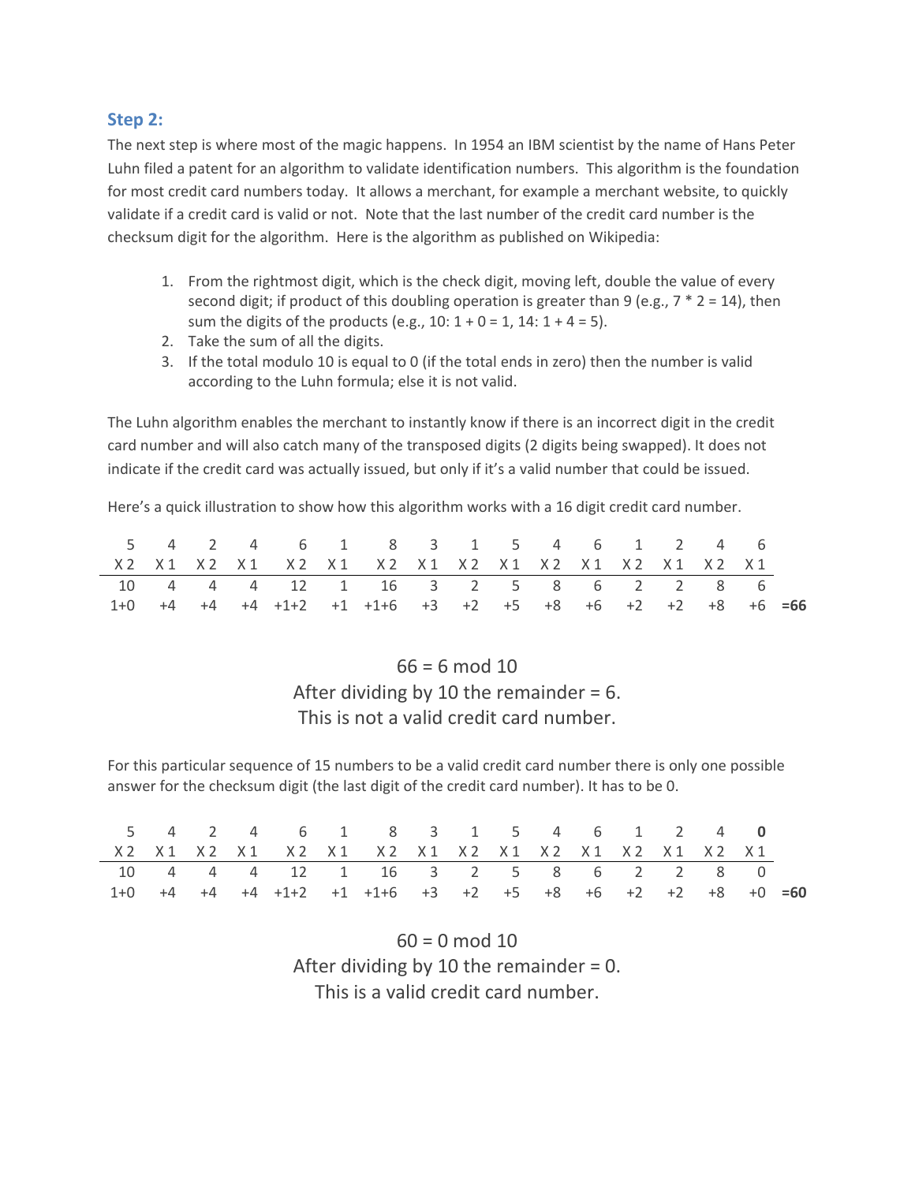### Step 2:

The next step is where most of the magic happens. In 1954 an IBM scientist by the name of Hans Peter Luhn filed a patent for an algorithm to validate identification numbers. This algorithm is the foundation for most credit card numbers today. It allows a merchant, for example a merchant website, to quickly validate if a credit card is valid or not. Note that the last number of the credit card number is the checksum digit for the algorithm. Here is the algorithm as published on Wikipedia:

1. From the rightmost digit, which is the check digit, moving left, double the value of every second digit; if product of this doubling operation is greater than 9 (e.g., 7 * 2 = 14), then sum the digits of the products (e.g., 10: 1 + 0 = 1, 14: 1 + 4 = 5).
2. Take the sum of all the digits.
3. If the total modulo 10 is equal to 0 (if the total ends in zero) then the number is valid according to the Luhn formula; else it is not valid.

The Luhn algorithm enables the merchant to instantly know if there is an incorrect digit in the credit card number and will also catch many of the transposed digits (2 digits being swapped). It does not indicate if the credit card was actually issued, but only if it's a valid number that could be issued.

Here's a quick illustration to show how this algorithm works with a 16 digit credit card number.

| | | | | | | | | | | | | | | | | |
|---|---|---|---|---|---|---|---|---|---|---|---|---|---|---|---|---|
| 5 | 4 | 2 | 4 | 6 | 1 | 8 | 3 | 1 | 5 | 4 | 6 | 1 | 2 | 4 | 6 | |
| X 2 | X 1 | X 2 | X 1 | X 2 | X 1 | X 2 | X 1 | X 2 | X 1 | X 2 | X 1 | X 2 | X 1 | X 2 | X 1 | |
| 10 | 4 | 4 | 4 | 12 | 1 | 16 | 3 | 2 | 5 | 8 | 6 | 2 | 2 | 8 | 6 | |
| 1+0 | +4 | +4 | +4 | +1+2 | +1 | +1+6 | +3 | +2 | +5 | +8 | +6 | +2 | +2 | +8 | +6 | **=66** |

66 = 6 mod 10

After dividing by 10 the remainder = 6.

This is not a valid credit card number.

For this particular sequence of 15 numbers to be a valid credit card number there is only one possible answer for the checksum digit (the last digit of the credit card number). It has to be 0.

| | | | | | | | | | | | | | | | | |
|---|---|---|---|---|---|---|---|---|---|---|---|---|---|---|---|---|
| 5 | 4 | 2 | 4 | 6 | 1 | 8 | 3 | 1 | 5 | 4 | 6 | 1 | 2 | 4 | **0** | |
| X 2 | X 1 | X 2 | X 1 | X 2 | X 1 | X 2 | X 1 | X 2 | X 1 | X 2 | X 1 | X 2 | X 1 | X 2 | X 1 | |
| 10 | 4 | 4 | 4 | 12 | 1 | 16 | 3 | 2 | 5 | 8 | 6 | 2 | 2 | 8 | 0 | |
| 1+0 | +4 | +4 | +4 | +1+2 | +1 | +1+6 | +3 | +2 | +5 | +8 | +6 | +2 | +2 | +8 | +0 | **=60** |

60 = 0 mod 10

After dividing by 10 the remainder = 0.

This is a valid credit card number.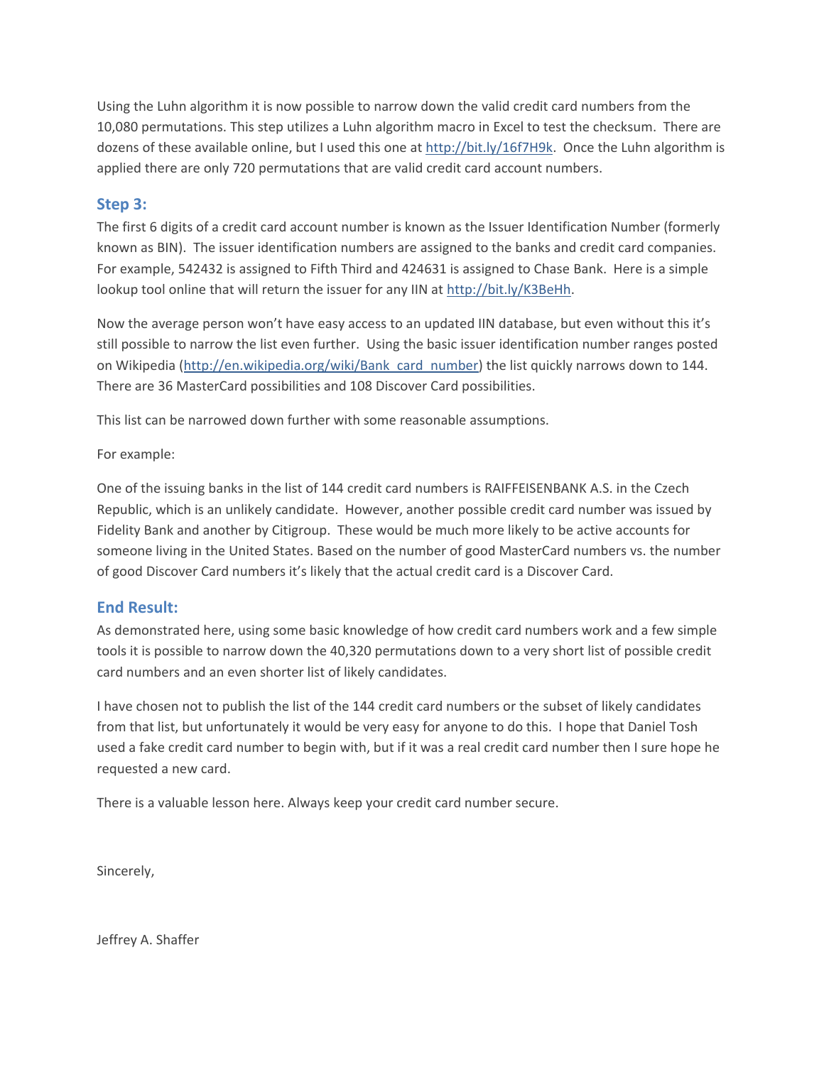Using the Luhn algorithm it is now possible to narrow down the valid credit card numbers from the 10,080 permutations. This step utilizes a Luhn algorithm macro in Excel to test the checksum. There are dozens of these available online, but I used this one at [http://bit.ly/16f7H9k](http://bit.ly/16f7H9k). Once the Luhn algorithm is applied there are only 720 permutations that are valid credit card account numbers.

## Step 3:

The first 6 digits of a credit card account number is known as the Issuer Identification Number (formerly known as BIN). The issuer identification numbers are assigned to the banks and credit card companies. For example, 542432 is assigned to Fifth Third and 424631 is assigned to Chase Bank. Here is a simple lookup tool online that will return the issuer for any IIN at [http://bit.ly/K3BeHh](http://bit.ly/K3BeHh).

Now the average person won't have easy access to an updated IIN database, but even without this it's still possible to narrow the list even further. Using the basic issuer identification number ranges posted on Wikipedia ([http://en.wikipedia.org/wiki/Bank_card_number](http://en.wikipedia.org/wiki/Bank_card_number)) the list quickly narrows down to 144. There are 36 MasterCard possibilities and 108 Discover Card possibilities.

This list can be narrowed down further with some reasonable assumptions.

For example:

One of the issuing banks in the list of 144 credit card numbers is RAIFFEISENBANK A.S. in the Czech Republic, which is an unlikely candidate. However, another possible credit card number was issued by Fidelity Bank and another by Citigroup. These would be much more likely to be active accounts for someone living in the United States. Based on the number of good MasterCard numbers vs. the number of good Discover Card numbers it's likely that the actual credit card is a Discover Card.

## End Result:

As demonstrated here, using some basic knowledge of how credit card numbers work and a few simple tools it is possible to narrow down the 40,320 permutations down to a very short list of possible credit card numbers and an even shorter list of likely candidates.

I have chosen not to publish the list of the 144 credit card numbers or the subset of likely candidates from that list, but unfortunately it would be very easy for anyone to do this. I hope that Daniel Tosh used a fake credit card number to begin with, but if it was a real credit card number then I sure hope he requested a new card.

There is a valuable lesson here. Always keep your credit card number secure.

Sincerely,

Jeffrey A. Shaffer